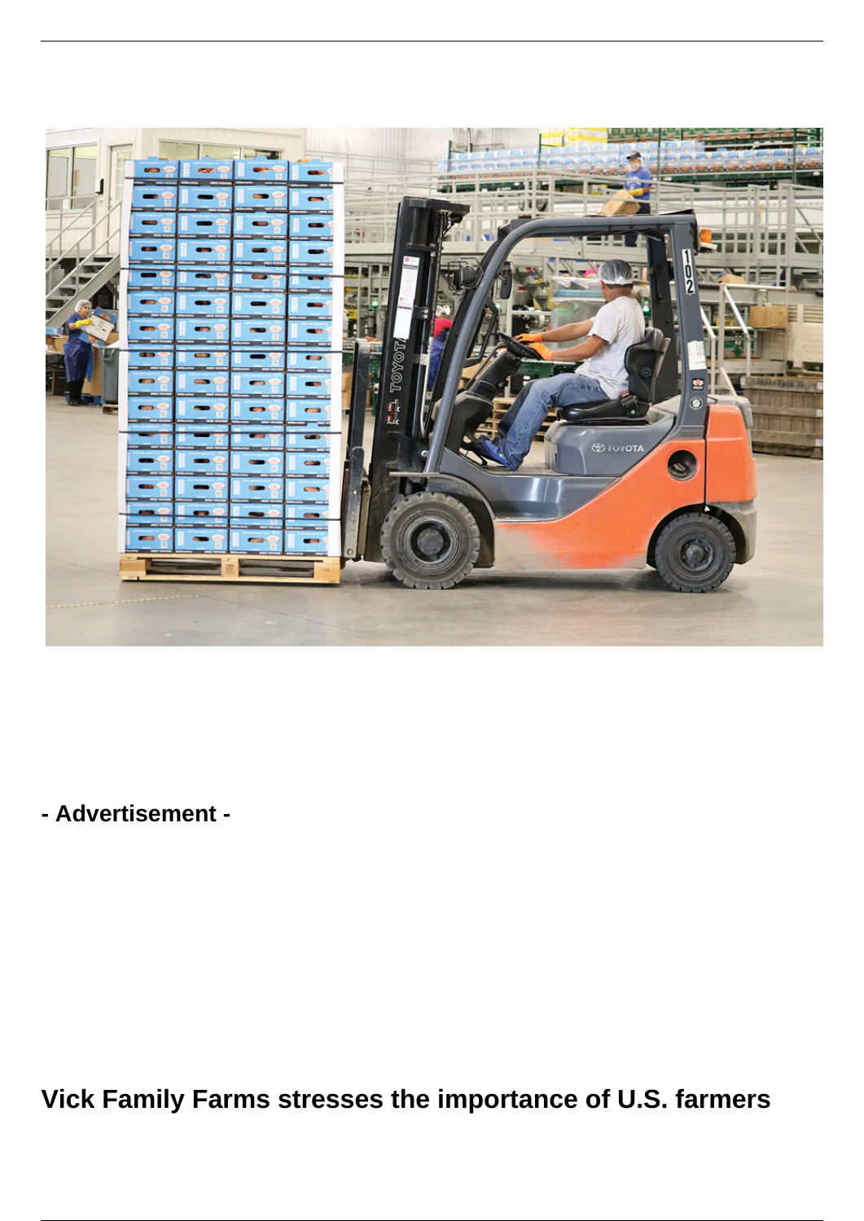**- Advertisement -**

## Vick Family Farms stresses the importance of U.S. farmers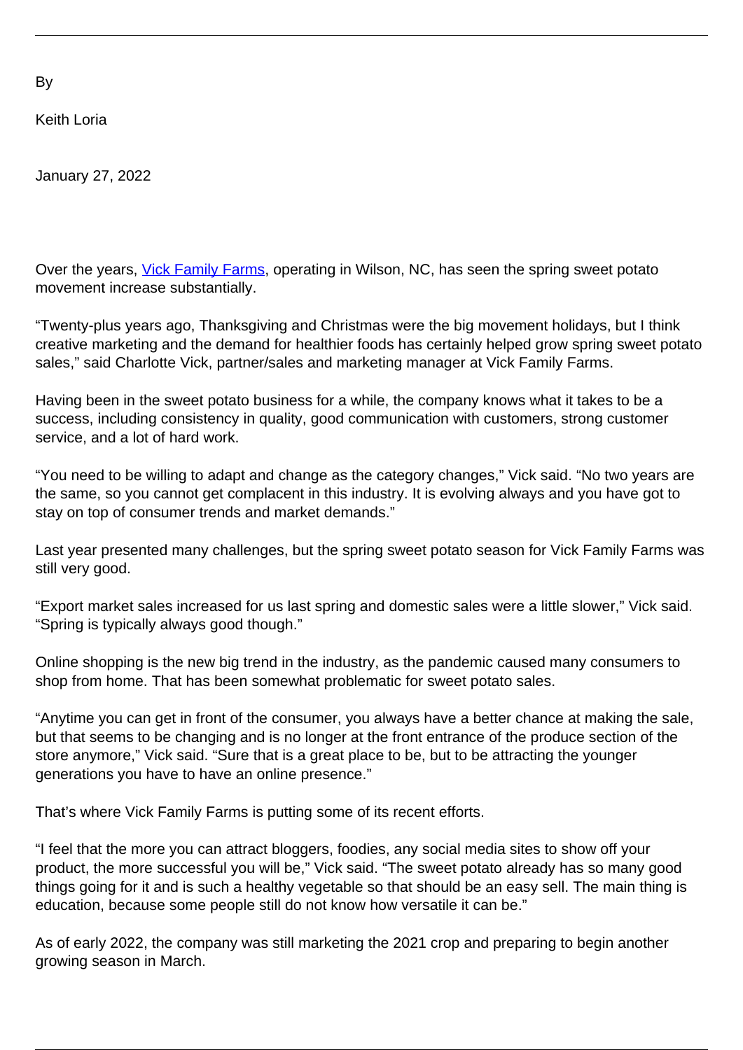By

Keith Loria

January 27, 2022

Over the years, [Vick Family Farms](), operating in Wilson, NC, has seen the spring sweet potato movement increase substantially.

"Twenty-plus years ago, Thanksgiving and Christmas were the big movement holidays, but I think creative marketing and the demand for healthier foods has certainly helped grow spring sweet potato sales," said Charlotte Vick, partner/sales and marketing manager at Vick Family Farms.

Having been in the sweet potato business for a while, the company knows what it takes to be a success, including consistency in quality, good communication with customers, strong customer service, and a lot of hard work.

"You need to be willing to adapt and change as the category changes," Vick said. "No two years are the same, so you cannot get complacent in this industry. It is evolving always and you have got to stay on top of consumer trends and market demands."

Last year presented many challenges, but the spring sweet potato season for Vick Family Farms was still very good.

"Export market sales increased for us last spring and domestic sales were a little slower," Vick said. "Spring is typically always good though."

Online shopping is the new big trend in the industry, as the pandemic caused many consumers to shop from home. That has been somewhat problematic for sweet potato sales.

"Anytime you can get in front of the consumer, you always have a better chance at making the sale, but that seems to be changing and is no longer at the front entrance of the produce section of the store anymore," Vick said. "Sure that is a great place to be, but to be attracting the younger generations you have to have an online presence."

That's where Vick Family Farms is putting some of its recent efforts.

"I feel that the more you can attract bloggers, foodies, any social media sites to show off your product, the more successful you will be," Vick said. "The sweet potato already has so many good things going for it and is such a healthy vegetable so that should be an easy sell. The main thing is education, because some people still do not know how versatile it can be."

As of early 2022, the company was still marketing the 2021 crop and preparing to begin another growing season in March.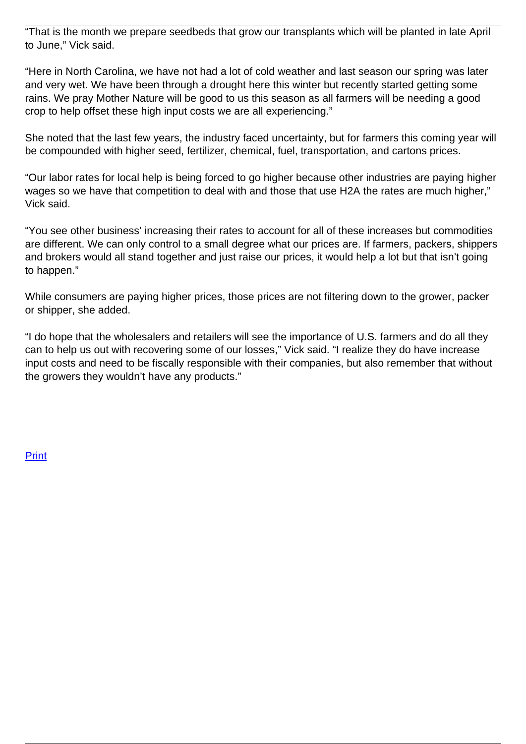"That is the month we prepare seedbeds that grow our transplants which will be planted in late April to June," Vick said.

"Here in North Carolina, we have not had a lot of cold weather and last season our spring was later and very wet. We have been through a drought here this winter but recently started getting some rains. We pray Mother Nature will be good to us this season as all farmers will be needing a good crop to help offset these high input costs we are all experiencing."

She noted that the last few years, the industry faced uncertainty, but for farmers this coming year will be compounded with higher seed, fertilizer, chemical, fuel, transportation, and cartons prices.

"Our labor rates for local help is being forced to go higher because other industries are paying higher wages so we have that competition to deal with and those that use H2A the rates are much higher," Vick said.

"You see other business' increasing their rates to account for all of these increases but commodities are different. We can only control to a small degree what our prices are. If farmers, packers, shippers and brokers would all stand together and just raise our prices, it would help a lot but that isn't going to happen."

While consumers are paying higher prices, those prices are not filtering down to the grower, packer or shipper, she added.

"I do hope that the wholesalers and retailers will see the importance of U.S. farmers and do all they can to help us out with recovering some of our losses," Vick said. "I realize they do have increase input costs and need to be fiscally responsible with their companies, but also remember that without the growers they wouldn't have any products."

Print